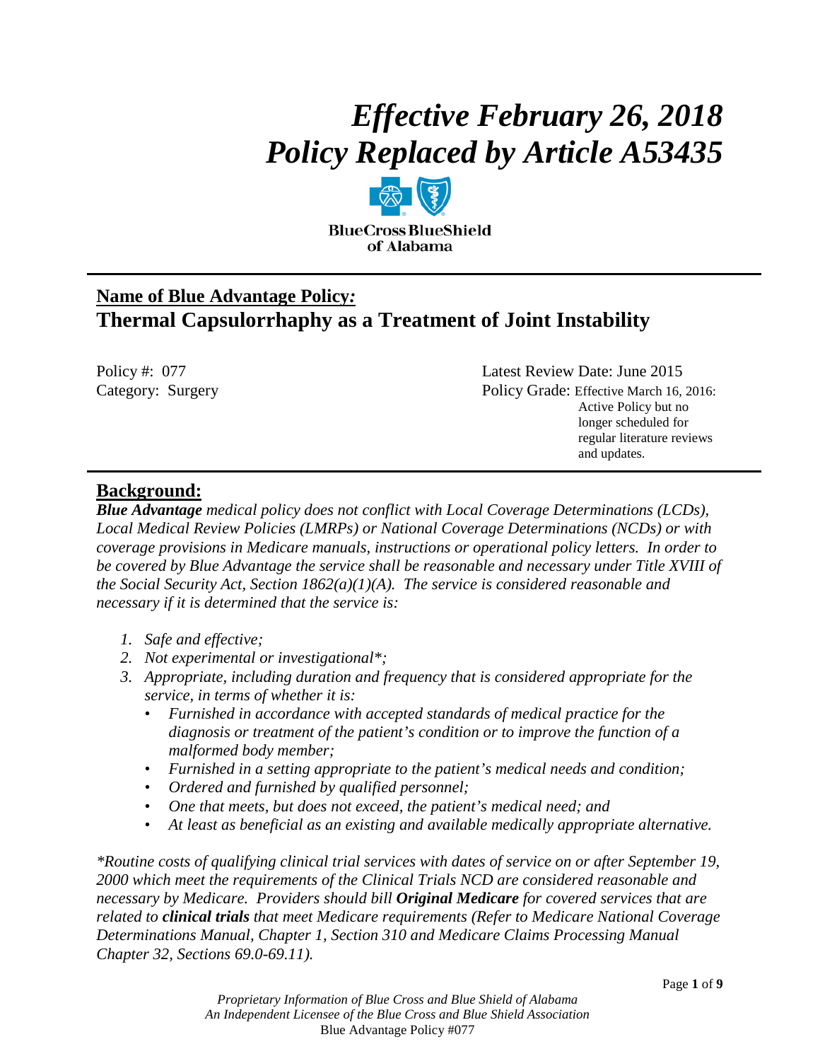# *Effective February 26, 2018*
# *Policy Replaced by Article A53435*

BlueCross BlueShield of Alabama

## Name of Blue Advantage Policy*:*
## Thermal Capsulorrhaphy as a Treatment of Joint Instability

Policy #: 077

Category: Surgery

Latest Review Date: June 2015

Policy Grade: Effective March 16, 2016: Active Policy but no longer scheduled for regular literature reviews and updates.

## Background:

***Blue Advantage*** *medical policy does not conflict with Local Coverage Determinations (LCDs), Local Medical Review Policies (LMRPs) or National Coverage Determinations (NCDs) or with coverage provisions in Medicare manuals, instructions or operational policy letters. In order to be covered by Blue Advantage the service shall be reasonable and necessary under Title XVIII of the Social Security Act, Section 1862(a)(1)(A). The service is considered reasonable and necessary if it is determined that the service is:*

1. *Safe and effective;*
2. *Not experimental or investigational\*;*
3. *Appropriate, including duration and frequency that is considered appropriate for the service, in terms of whether it is:*
   - *Furnished in accordance with accepted standards of medical practice for the diagnosis or treatment of the patient's condition or to improve the function of a malformed body member;*
   - *Furnished in a setting appropriate to the patient's medical needs and condition;*
   - *Ordered and furnished by qualified personnel;*
   - *One that meets, but does not exceed, the patient's medical need; and*
   - *At least as beneficial as an existing and available medically appropriate alternative.*

*\*Routine costs of qualifying clinical trial services with dates of service on or after September 19, 2000 which meet the requirements of the Clinical Trials NCD are considered reasonable and necessary by Medicare. Providers should bill* ***Original Medicare*** *for covered services that are related to* ***clinical trials*** *that meet Medicare requirements (Refer to Medicare National Coverage Determinations Manual, Chapter 1, Section 310 and Medicare Claims Processing Manual Chapter 32, Sections 69.0-69.11).*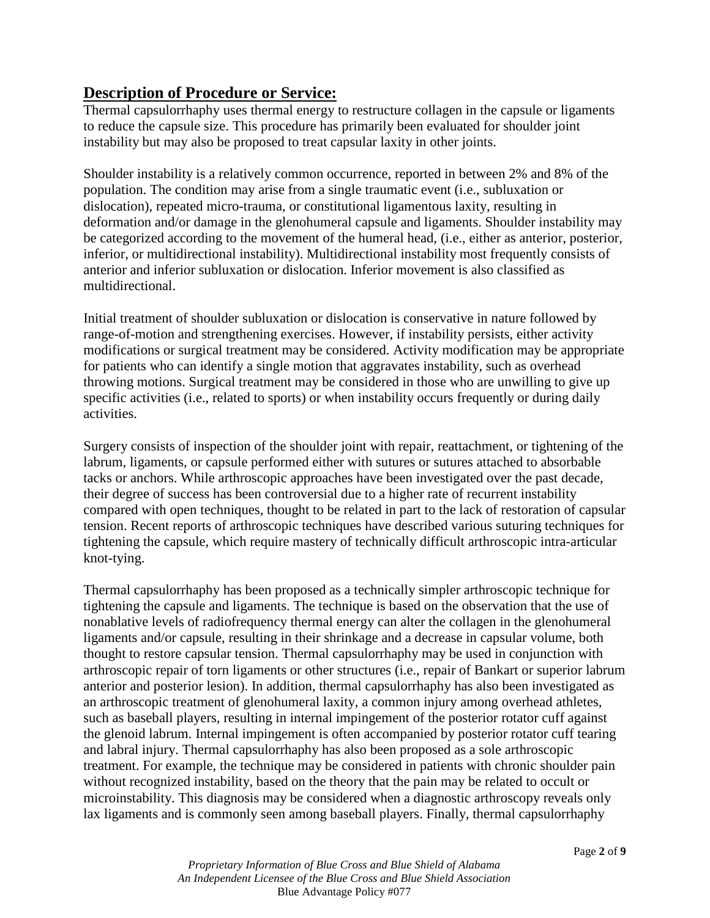## **Description of Procedure or Service:**

Thermal capsulorrhaphy uses thermal energy to restructure collagen in the capsule or ligaments to reduce the capsule size. This procedure has primarily been evaluated for shoulder joint instability but may also be proposed to treat capsular laxity in other joints.

Shoulder instability is a relatively common occurrence, reported in between 2% and 8% of the population. The condition may arise from a single traumatic event (i.e., subluxation or dislocation), repeated micro-trauma, or constitutional ligamentous laxity, resulting in deformation and/or damage in the glenohumeral capsule and ligaments. Shoulder instability may be categorized according to the movement of the humeral head, (i.e., either as anterior, posterior, inferior, or multidirectional instability). Multidirectional instability most frequently consists of anterior and inferior subluxation or dislocation. Inferior movement is also classified as multidirectional.

Initial treatment of shoulder subluxation or dislocation is conservative in nature followed by range-of-motion and strengthening exercises. However, if instability persists, either activity modifications or surgical treatment may be considered. Activity modification may be appropriate for patients who can identify a single motion that aggravates instability, such as overhead throwing motions. Surgical treatment may be considered in those who are unwilling to give up specific activities (i.e., related to sports) or when instability occurs frequently or during daily activities.

Surgery consists of inspection of the shoulder joint with repair, reattachment, or tightening of the labrum, ligaments, or capsule performed either with sutures or sutures attached to absorbable tacks or anchors. While arthroscopic approaches have been investigated over the past decade, their degree of success has been controversial due to a higher rate of recurrent instability compared with open techniques, thought to be related in part to the lack of restoration of capsular tension. Recent reports of arthroscopic techniques have described various suturing techniques for tightening the capsule, which require mastery of technically difficult arthroscopic intra-articular knot-tying.

Thermal capsulorrhaphy has been proposed as a technically simpler arthroscopic technique for tightening the capsule and ligaments. The technique is based on the observation that the use of nonablative levels of radiofrequency thermal energy can alter the collagen in the glenohumeral ligaments and/or capsule, resulting in their shrinkage and a decrease in capsular volume, both thought to restore capsular tension. Thermal capsulorrhaphy may be used in conjunction with arthroscopic repair of torn ligaments or other structures (i.e., repair of Bankart or superior labrum anterior and posterior lesion). In addition, thermal capsulorrhaphy has also been investigated as an arthroscopic treatment of glenohumeral laxity, a common injury among overhead athletes, such as baseball players, resulting in internal impingement of the posterior rotator cuff against the glenoid labrum. Internal impingement is often accompanied by posterior rotator cuff tearing and labral injury. Thermal capsulorrhaphy has also been proposed as a sole arthroscopic treatment. For example, the technique may be considered in patients with chronic shoulder pain without recognized instability, based on the theory that the pain may be related to occult or microinstability. This diagnosis may be considered when a diagnostic arthroscopy reveals only lax ligaments and is commonly seen among baseball players. Finally, thermal capsulorrhaphy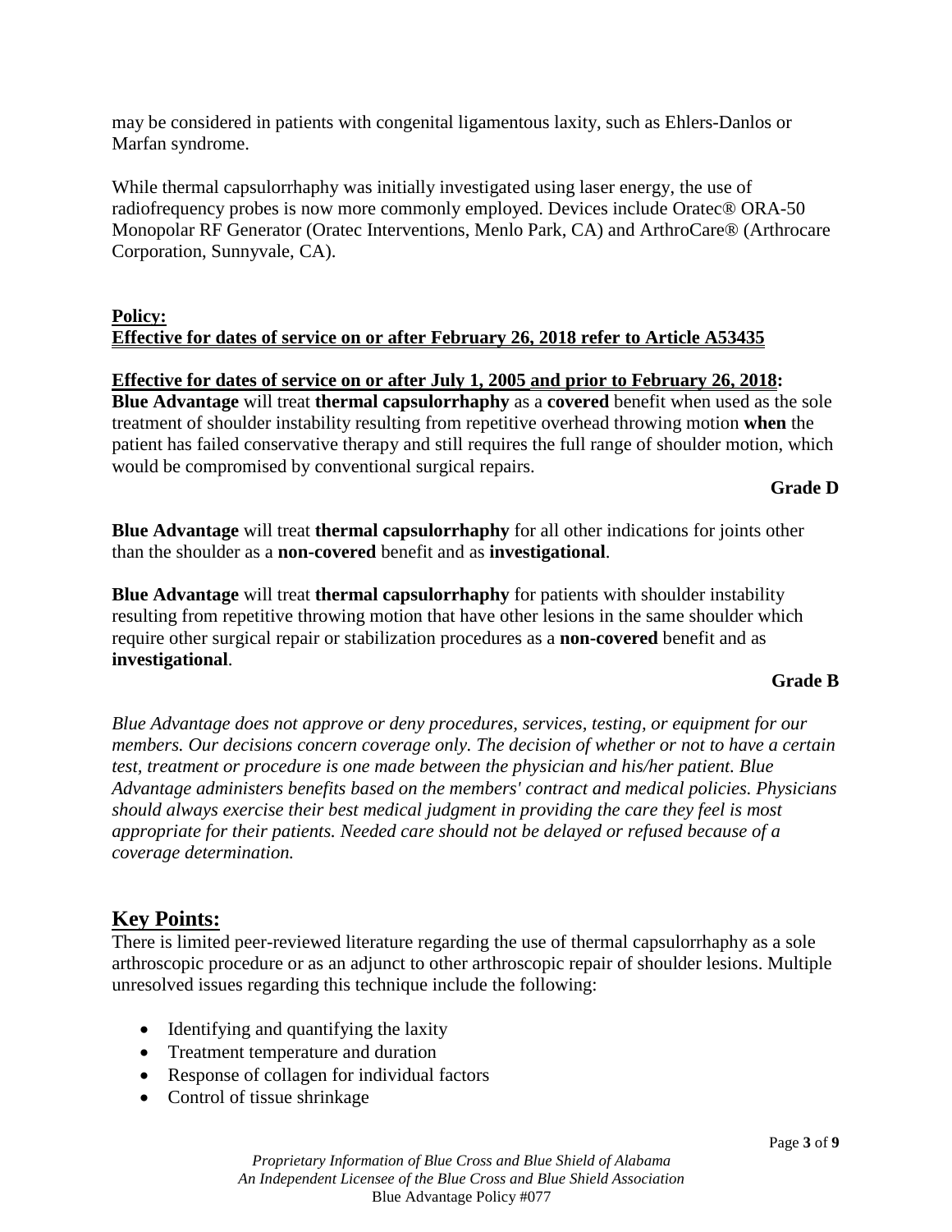may be considered in patients with congenital ligamentous laxity, such as Ehlers-Danlos or Marfan syndrome.

While thermal capsulorrhaphy was initially investigated using laser energy, the use of radiofrequency probes is now more commonly employed. Devices include Oratec® ORA-50 Monopolar RF Generator (Oratec Interventions, Menlo Park, CA) and ArthroCare® (Arthrocare Corporation, Sunnyvale, CA).

**Policy:**
**Effective for dates of service on or after February 26, 2018 refer to Article A53435**

**Effective for dates of service on or after July 1, 2005 and prior to February 26, 2018:**
**Blue Advantage** will treat **thermal capsulorrhaphy** as a **covered** benefit when used as the sole treatment of shoulder instability resulting from repetitive overhead throwing motion **when** the patient has failed conservative therapy and still requires the full range of shoulder motion, which would be compromised by conventional surgical repairs.

**Grade D**

**Blue Advantage** will treat **thermal capsulorrhaphy** for all other indications for joints other than the shoulder as a **non-covered** benefit and as **investigational**.

**Blue Advantage** will treat **thermal capsulorrhaphy** for patients with shoulder instability resulting from repetitive throwing motion that have other lesions in the same shoulder which require other surgical repair or stabilization procedures as a **non-covered** benefit and as **investigational**.

**Grade B**

*Blue Advantage does not approve or deny procedures, services, testing, or equipment for our members. Our decisions concern coverage only. The decision of whether or not to have a certain test, treatment or procedure is one made between the physician and his/her patient. Blue Advantage administers benefits based on the members' contract and medical policies. Physicians should always exercise their best medical judgment in providing the care they feel is most appropriate for their patients. Needed care should not be delayed or refused because of a coverage determination.*

## Key Points:

There is limited peer-reviewed literature regarding the use of thermal capsulorrhaphy as a sole arthroscopic procedure or as an adjunct to other arthroscopic repair of shoulder lesions. Multiple unresolved issues regarding this technique include the following:

- Identifying and quantifying the laxity
- Treatment temperature and duration
- Response of collagen for individual factors
- Control of tissue shrinkage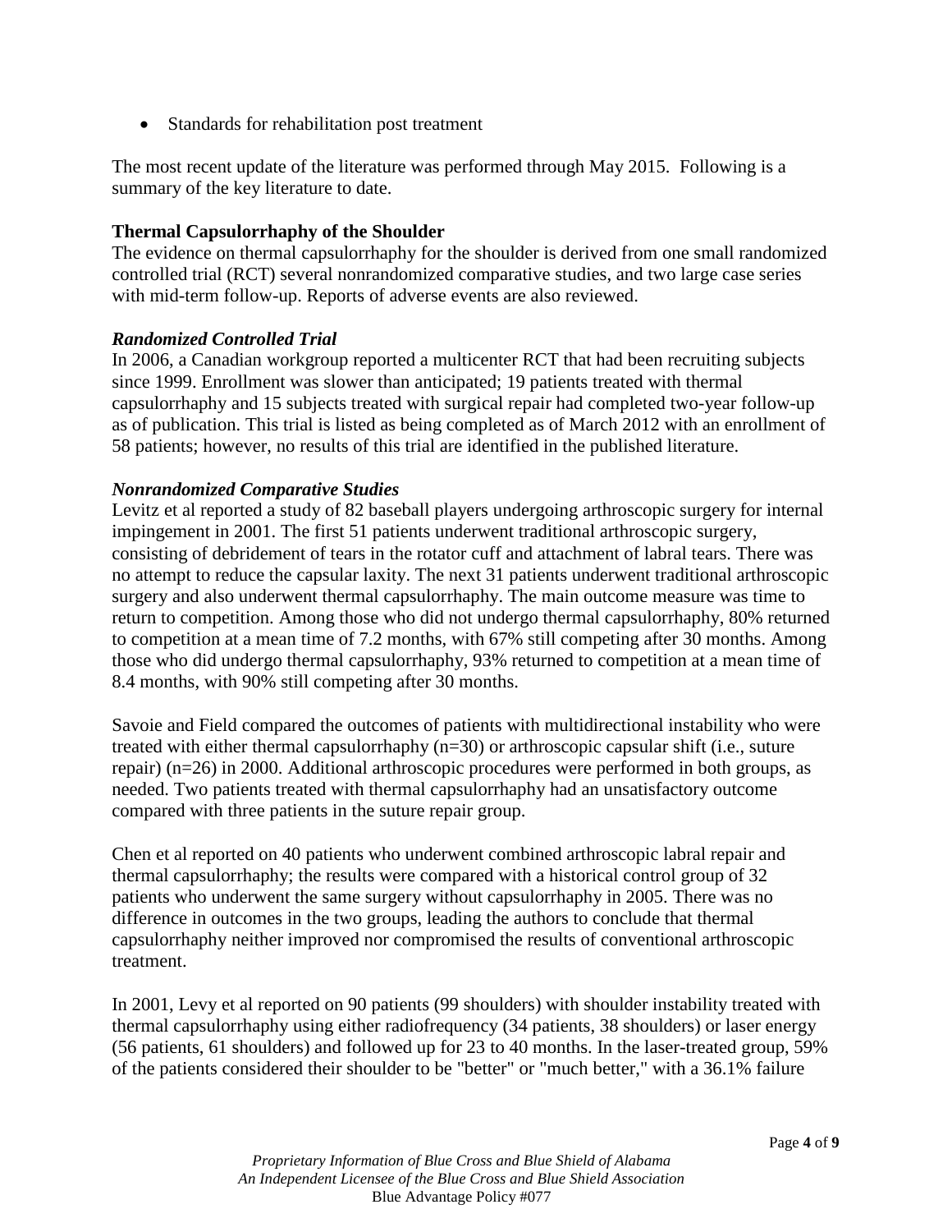- Standards for rehabilitation post treatment

The most recent update of the literature was performed through May 2015. Following is a summary of the key literature to date.

**Thermal Capsulorrhaphy of the Shoulder**
The evidence on thermal capsulorrhaphy for the shoulder is derived from one small randomized controlled trial (RCT) several nonrandomized comparative studies, and two large case series with mid-term follow-up. Reports of adverse events are also reviewed.

***Randomized Controlled Trial***
In 2006, a Canadian workgroup reported a multicenter RCT that had been recruiting subjects since 1999. Enrollment was slower than anticipated; 19 patients treated with thermal capsulorrhaphy and 15 subjects treated with surgical repair had completed two-year follow-up as of publication. This trial is listed as being completed as of March 2012 with an enrollment of 58 patients; however, no results of this trial are identified in the published literature.

***Nonrandomized Comparative Studies***
Levitz et al reported a study of 82 baseball players undergoing arthroscopic surgery for internal impingement in 2001. The first 51 patients underwent traditional arthroscopic surgery, consisting of debridement of tears in the rotator cuff and attachment of labral tears. There was no attempt to reduce the capsular laxity. The next 31 patients underwent traditional arthroscopic surgery and also underwent thermal capsulorrhaphy. The main outcome measure was time to return to competition. Among those who did not undergo thermal capsulorrhaphy, 80% returned to competition at a mean time of 7.2 months, with 67% still competing after 30 months. Among those who did undergo thermal capsulorrhaphy, 93% returned to competition at a mean time of 8.4 months, with 90% still competing after 30 months.

Savoie and Field compared the outcomes of patients with multidirectional instability who were treated with either thermal capsulorrhaphy (n=30) or arthroscopic capsular shift (i.e., suture repair) (n=26) in 2000. Additional arthroscopic procedures were performed in both groups, as needed. Two patients treated with thermal capsulorrhaphy had an unsatisfactory outcome compared with three patients in the suture repair group.

Chen et al reported on 40 patients who underwent combined arthroscopic labral repair and thermal capsulorrhaphy; the results were compared with a historical control group of 32 patients who underwent the same surgery without capsulorrhaphy in 2005. There was no difference in outcomes in the two groups, leading the authors to conclude that thermal capsulorrhaphy neither improved nor compromised the results of conventional arthroscopic treatment.

In 2001, Levy et al reported on 90 patients (99 shoulders) with shoulder instability treated with thermal capsulorrhaphy using either radiofrequency (34 patients, 38 shoulders) or laser energy (56 patients, 61 shoulders) and followed up for 23 to 40 months. In the laser-treated group, 59% of the patients considered their shoulder to be "better" or "much better," with a 36.1% failure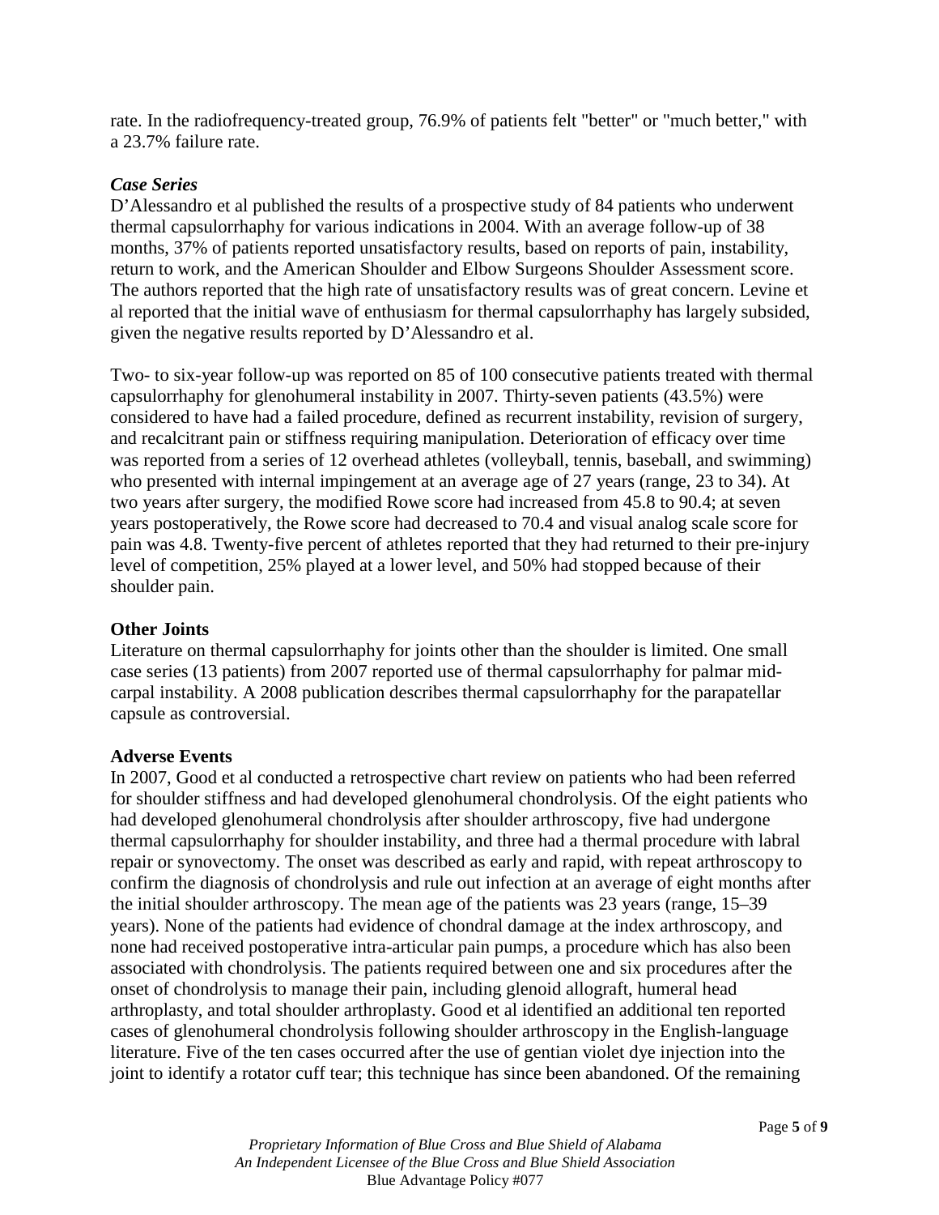rate. In the radiofrequency-treated group, 76.9% of patients felt "better" or "much better," with a 23.7% failure rate.

### *Case Series*

D'Alessandro et al published the results of a prospective study of 84 patients who underwent thermal capsulorrhaphy for various indications in 2004. With an average follow-up of 38 months, 37% of patients reported unsatisfactory results, based on reports of pain, instability, return to work, and the American Shoulder and Elbow Surgeons Shoulder Assessment score. The authors reported that the high rate of unsatisfactory results was of great concern. Levine et al reported that the initial wave of enthusiasm for thermal capsulorrhaphy has largely subsided, given the negative results reported by D'Alessandro et al.

Two- to six-year follow-up was reported on 85 of 100 consecutive patients treated with thermal capsulorrhaphy for glenohumeral instability in 2007. Thirty-seven patients (43.5%) were considered to have had a failed procedure, defined as recurrent instability, revision of surgery, and recalcitrant pain or stiffness requiring manipulation. Deterioration of efficacy over time was reported from a series of 12 overhead athletes (volleyball, tennis, baseball, and swimming) who presented with internal impingement at an average age of 27 years (range, 23 to 34). At two years after surgery, the modified Rowe score had increased from 45.8 to 90.4; at seven years postoperatively, the Rowe score had decreased to 70.4 and visual analog scale score for pain was 4.8. Twenty-five percent of athletes reported that they had returned to their pre-injury level of competition, 25% played at a lower level, and 50% had stopped because of their shoulder pain.

## Other Joints

Literature on thermal capsulorrhaphy for joints other than the shoulder is limited. One small case series (13 patients) from 2007 reported use of thermal capsulorrhaphy for palmar mid-carpal instability. A 2008 publication describes thermal capsulorrhaphy for the parapatellar capsule as controversial.

## Adverse Events

In 2007, Good et al conducted a retrospective chart review on patients who had been referred for shoulder stiffness and had developed glenohumeral chondrolysis. Of the eight patients who had developed glenohumeral chondrolysis after shoulder arthroscopy, five had undergone thermal capsulorrhaphy for shoulder instability, and three had a thermal procedure with labral repair or synovectomy. The onset was described as early and rapid, with repeat arthroscopy to confirm the diagnosis of chondrolysis and rule out infection at an average of eight months after the initial shoulder arthroscopy. The mean age of the patients was 23 years (range, 15–39 years). None of the patients had evidence of chondral damage at the index arthroscopy, and none had received postoperative intra-articular pain pumps, a procedure which has also been associated with chondrolysis. The patients required between one and six procedures after the onset of chondrolysis to manage their pain, including glenoid allograft, humeral head arthroplasty, and total shoulder arthroplasty. Good et al identified an additional ten reported cases of glenohumeral chondrolysis following shoulder arthroscopy in the English-language literature. Five of the ten cases occurred after the use of gentian violet dye injection into the joint to identify a rotator cuff tear; this technique has since been abandoned. Of the remaining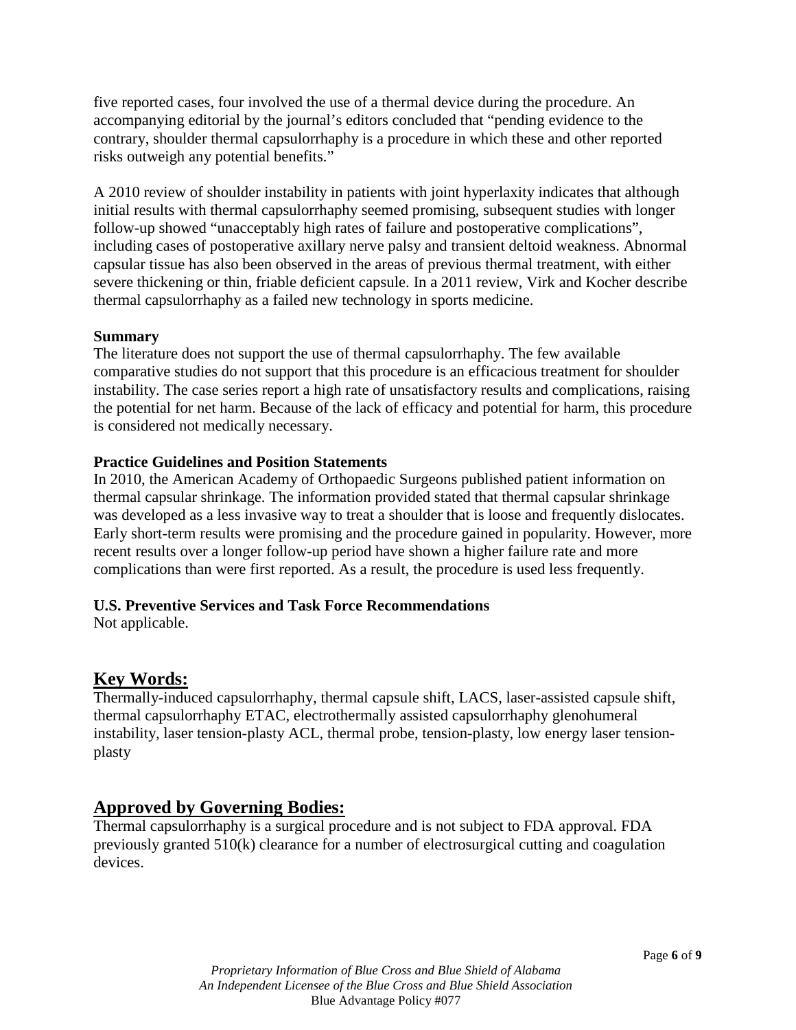five reported cases, four involved the use of a thermal device during the procedure. An accompanying editorial by the journal's editors concluded that "pending evidence to the contrary, shoulder thermal capsulorrhaphy is a procedure in which these and other reported risks outweigh any potential benefits."

A 2010 review of shoulder instability in patients with joint hyperlaxity indicates that although initial results with thermal capsulorrhaphy seemed promising, subsequent studies with longer follow-up showed "unacceptably high rates of failure and postoperative complications", including cases of postoperative axillary nerve palsy and transient deltoid weakness. Abnormal capsular tissue has also been observed in the areas of previous thermal treatment, with either severe thickening or thin, friable deficient capsule. In a 2011 review, Virk and Kocher describe thermal capsulorrhaphy as a failed new technology in sports medicine.

**Summary**

The literature does not support the use of thermal capsulorrhaphy. The few available comparative studies do not support that this procedure is an efficacious treatment for shoulder instability. The case series report a high rate of unsatisfactory results and complications, raising the potential for net harm. Because of the lack of efficacy and potential for harm, this procedure is considered not medically necessary.

**Practice Guidelines and Position Statements**

In 2010, the American Academy of Orthopaedic Surgeons published patient information on thermal capsular shrinkage. The information provided stated that thermal capsular shrinkage was developed as a less invasive way to treat a shoulder that is loose and frequently dislocates. Early short-term results were promising and the procedure gained in popularity. However, more recent results over a longer follow-up period have shown a higher failure rate and more complications than were first reported. As a result, the procedure is used less frequently.

**U.S. Preventive Services and Task Force Recommendations**

Not applicable.

## Key Words:

Thermally-induced capsulorrhaphy, thermal capsule shift, LACS, laser-assisted capsule shift, thermal capsulorrhaphy ETAC, electrothermally assisted capsulorrhaphy glenohumeral instability, laser tension-plasty ACL, thermal probe, tension-plasty, low energy laser tension-plasty

## Approved by Governing Bodies:

Thermal capsulorrhaphy is a surgical procedure and is not subject to FDA approval. FDA previously granted 510(k) clearance for a number of electrosurgical cutting and coagulation devices.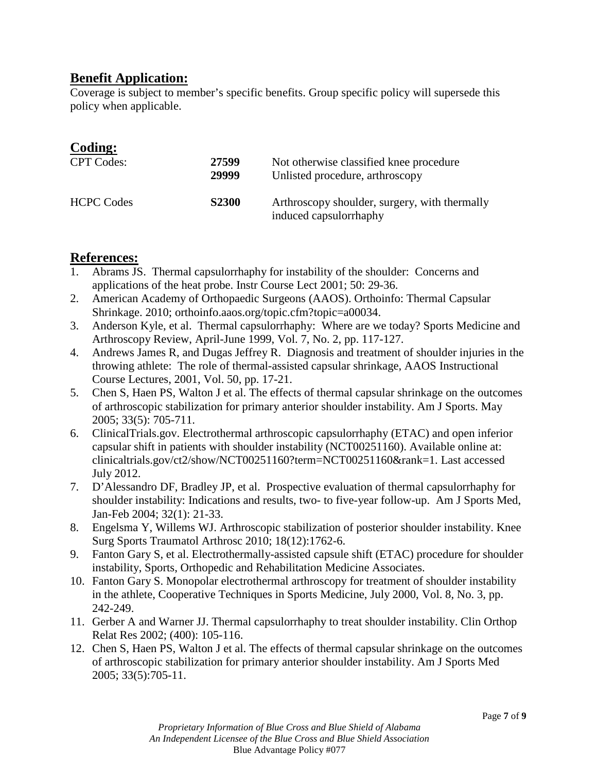## Benefit Application:

Coverage is subject to member's specific benefits. Group specific policy will supersede this policy when applicable.

## Coding:

| | | |
|---|---|---|
| CPT Codes: | **27599** | Not otherwise classified knee procedure |
| | **29999** | Unlisted procedure, arthroscopy |
| HCPC Codes | **S2300** | Arthroscopy shoulder, surgery, with thermally induced capsulorrhaphy |

## References:

1. Abrams JS. Thermal capsulorrhaphy for instability of the shoulder: Concerns and applications of the heat probe. Instr Course Lect 2001; 50: 29-36.
2. American Academy of Orthopaedic Surgeons (AAOS). Orthoinfo: Thermal Capsular Shrinkage. 2010; orthoinfo.aaos.org/topic.cfm?topic=a00034.
3. Anderson Kyle, et al. Thermal capsulorrhaphy: Where are we today? Sports Medicine and Arthroscopy Review, April-June 1999, Vol. 7, No. 2, pp. 117-127.
4. Andrews James R, and Dugas Jeffrey R. Diagnosis and treatment of shoulder injuries in the throwing athlete: The role of thermal-assisted capsular shrinkage, AAOS Instructional Course Lectures, 2001, Vol. 50, pp. 17-21.
5. Chen S, Haen PS, Walton J et al. The effects of thermal capsular shrinkage on the outcomes of arthroscopic stabilization for primary anterior shoulder instability. Am J Sports. May 2005; 33(5): 705-711.
6. ClinicalTrials.gov. Electrothermal arthroscopic capsulorrhaphy (ETAC) and open inferior capsular shift in patients with shoulder instability (NCT00251160). Available online at: clinicaltrials.gov/ct2/show/NCT00251160?term=NCT00251160&rank=1. Last accessed July 2012.
7. D'Alessandro DF, Bradley JP, et al. Prospective evaluation of thermal capsulorrhaphy for shoulder instability: Indications and results, two- to five-year follow-up. Am J Sports Med, Jan-Feb 2004; 32(1): 21-33.
8. Engelsma Y, Willems WJ. Arthroscopic stabilization of posterior shoulder instability. Knee Surg Sports Traumatol Arthrosc 2010; 18(12):1762-6.
9. Fanton Gary S, et al. Electrothermally-assisted capsule shift (ETAC) procedure for shoulder instability, Sports, Orthopedic and Rehabilitation Medicine Associates.
10. Fanton Gary S. Monopolar electrothermal arthroscopy for treatment of shoulder instability in the athlete, Cooperative Techniques in Sports Medicine, July 2000, Vol. 8, No. 3, pp. 242-249.
11. Gerber A and Warner JJ. Thermal capsulorrhaphy to treat shoulder instability. Clin Orthop Relat Res 2002; (400): 105-116.
12. Chen S, Haen PS, Walton J et al. The effects of thermal capsular shrinkage on the outcomes of arthroscopic stabilization for primary anterior shoulder instability. Am J Sports Med 2005; 33(5):705-11.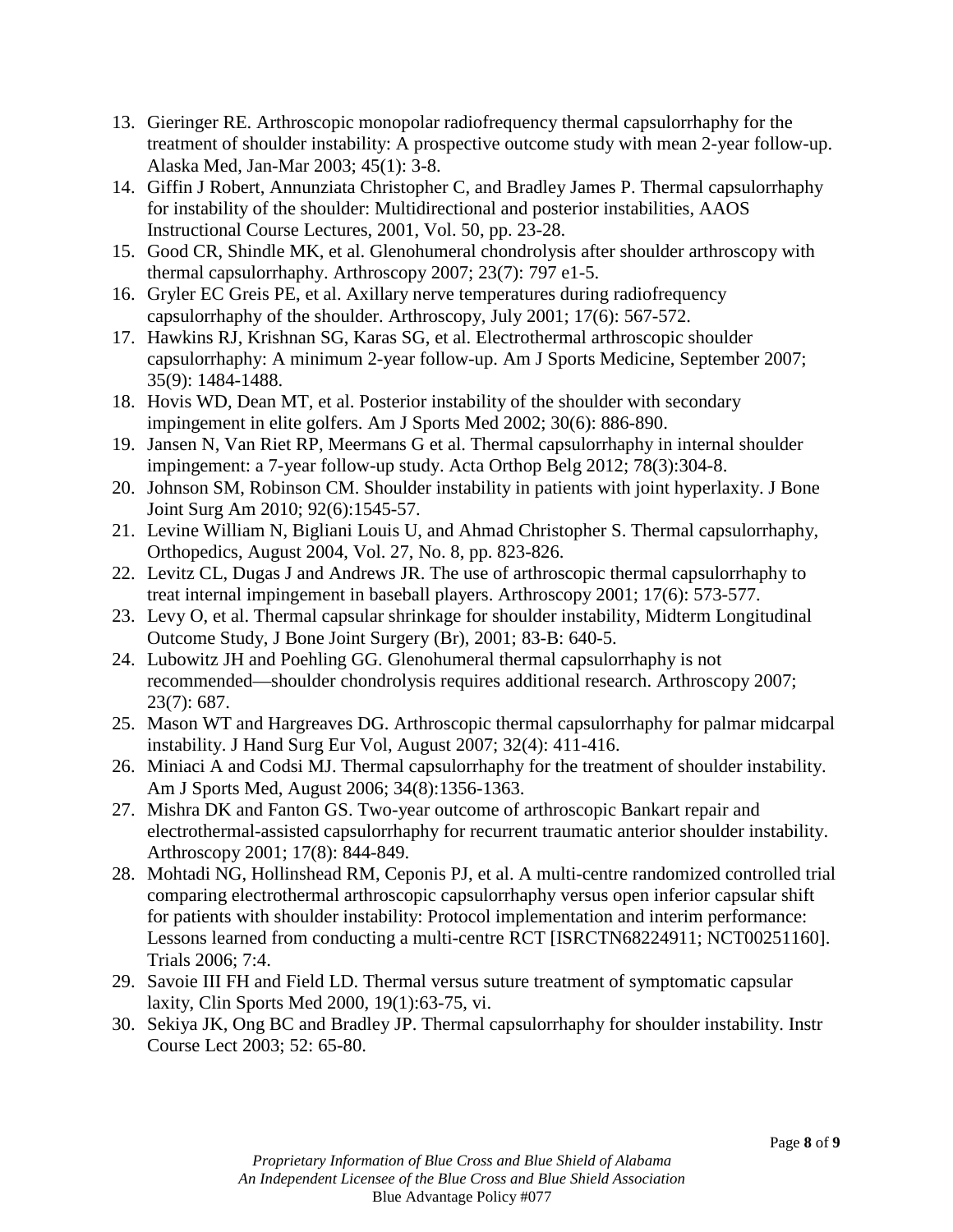13. Gieringer RE. Arthroscopic monopolar radiofrequency thermal capsulorrhaphy for the treatment of shoulder instability: A prospective outcome study with mean 2-year follow-up. Alaska Med, Jan-Mar 2003; 45(1): 3-8.
14. Giffin J Robert, Annunziata Christopher C, and Bradley James P. Thermal capsulorrhaphy for instability of the shoulder: Multidirectional and posterior instabilities, AAOS Instructional Course Lectures, 2001, Vol. 50, pp. 23-28.
15. Good CR, Shindle MK, et al. Glenohumeral chondrolysis after shoulder arthroscopy with thermal capsulorrhaphy. Arthroscopy 2007; 23(7): 797 e1-5.
16. Gryler EC Greis PE, et al. Axillary nerve temperatures during radiofrequency capsulorrhaphy of the shoulder. Arthroscopy, July 2001; 17(6): 567-572.
17. Hawkins RJ, Krishnan SG, Karas SG, et al. Electrothermal arthroscopic shoulder capsulorrhaphy: A minimum 2-year follow-up. Am J Sports Medicine, September 2007; 35(9): 1484-1488.
18. Hovis WD, Dean MT, et al. Posterior instability of the shoulder with secondary impingement in elite golfers. Am J Sports Med 2002; 30(6): 886-890.
19. Jansen N, Van Riet RP, Meermans G et al. Thermal capsulorrhaphy in internal shoulder impingement: a 7-year follow-up study. Acta Orthop Belg 2012; 78(3):304-8.
20. Johnson SM, Robinson CM. Shoulder instability in patients with joint hyperlaxity. J Bone Joint Surg Am 2010; 92(6):1545-57.
21. Levine William N, Bigliani Louis U, and Ahmad Christopher S. Thermal capsulorrhaphy, Orthopedics, August 2004, Vol. 27, No. 8, pp. 823-826.
22. Levitz CL, Dugas J and Andrews JR. The use of arthroscopic thermal capsulorrhaphy to treat internal impingement in baseball players. Arthroscopy 2001; 17(6): 573-577.
23. Levy O, et al. Thermal capsular shrinkage for shoulder instability, Midterm Longitudinal Outcome Study, J Bone Joint Surgery (Br), 2001; 83-B: 640-5.
24. Lubowitz JH and Poehling GG. Glenohumeral thermal capsulorrhaphy is not recommended—shoulder chondrolysis requires additional research. Arthroscopy 2007; 23(7): 687.
25. Mason WT and Hargreaves DG. Arthroscopic thermal capsulorrhaphy for palmar midcarpal instability. J Hand Surg Eur Vol, August 2007; 32(4): 411-416.
26. Miniaci A and Codsi MJ. Thermal capsulorrhaphy for the treatment of shoulder instability. Am J Sports Med, August 2006; 34(8):1356-1363.
27. Mishra DK and Fanton GS. Two-year outcome of arthroscopic Bankart repair and electrothermal-assisted capsulorrhaphy for recurrent traumatic anterior shoulder instability. Arthroscopy 2001; 17(8): 844-849.
28. Mohtadi NG, Hollinshead RM, Ceponis PJ, et al. A multi-centre randomized controlled trial comparing electrothermal arthroscopic capsulorrhaphy versus open inferior capsular shift for patients with shoulder instability: Protocol implementation and interim performance: Lessons learned from conducting a multi-centre RCT [ISRCTN68224911; NCT00251160]. Trials 2006; 7:4.
29. Savoie III FH and Field LD. Thermal versus suture treatment of symptomatic capsular laxity, Clin Sports Med 2000, 19(1):63-75, vi.
30. Sekiya JK, Ong BC and Bradley JP. Thermal capsulorrhaphy for shoulder instability. Instr Course Lect 2003; 52: 65-80.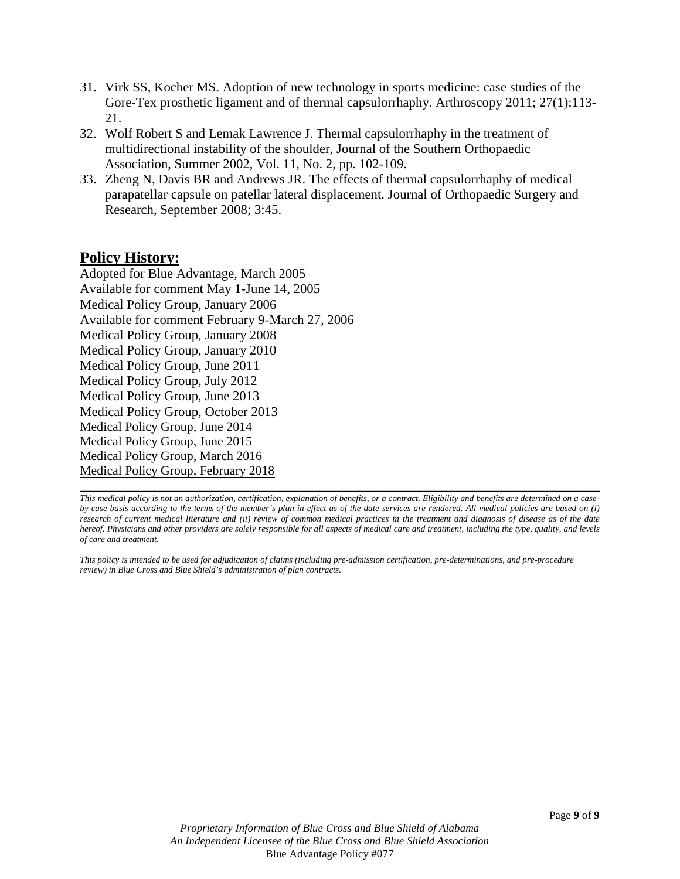31. Virk SS, Kocher MS. Adoption of new technology in sports medicine: case studies of the Gore-Tex prosthetic ligament and of thermal capsulorrhaphy. Arthroscopy 2011; 27(1):113-21.
32. Wolf Robert S and Lemak Lawrence J. Thermal capsulorrhaphy in the treatment of multidirectional instability of the shoulder, Journal of the Southern Orthopaedic Association, Summer 2002, Vol. 11, No. 2, pp. 102-109.
33. Zheng N, Davis BR and Andrews JR. The effects of thermal capsulorrhaphy of medical parapatellar capsule on patellar lateral displacement. Journal of Orthopaedic Surgery and Research, September 2008; 3:45.

## Policy History:

Adopted for Blue Advantage, March 2005
Available for comment May 1-June 14, 2005
Medical Policy Group, January 2006
Available for comment February 9-March 27, 2006
Medical Policy Group, January 2008
Medical Policy Group, January 2010
Medical Policy Group, June 2011
Medical Policy Group, July 2012
Medical Policy Group, June 2013
Medical Policy Group, October 2013
Medical Policy Group, June 2014
Medical Policy Group, June 2015
Medical Policy Group, March 2016
Medical Policy Group, February 2018

---

*This medical policy is not an authorization, certification, explanation of benefits, or a contract. Eligibility and benefits are determined on a case-by-case basis according to the terms of the member's plan in effect as of the date services are rendered. All medical policies are based on (i) research of current medical literature and (ii) review of common medical practices in the treatment and diagnosis of disease as of the date hereof. Physicians and other providers are solely responsible for all aspects of medical care and treatment, including the type, quality, and levels of care and treatment.*

*This policy is intended to be used for adjudication of claims (including pre-admission certification, pre-determinations, and pre-procedure review) in Blue Cross and Blue Shield's administration of plan contracts.*